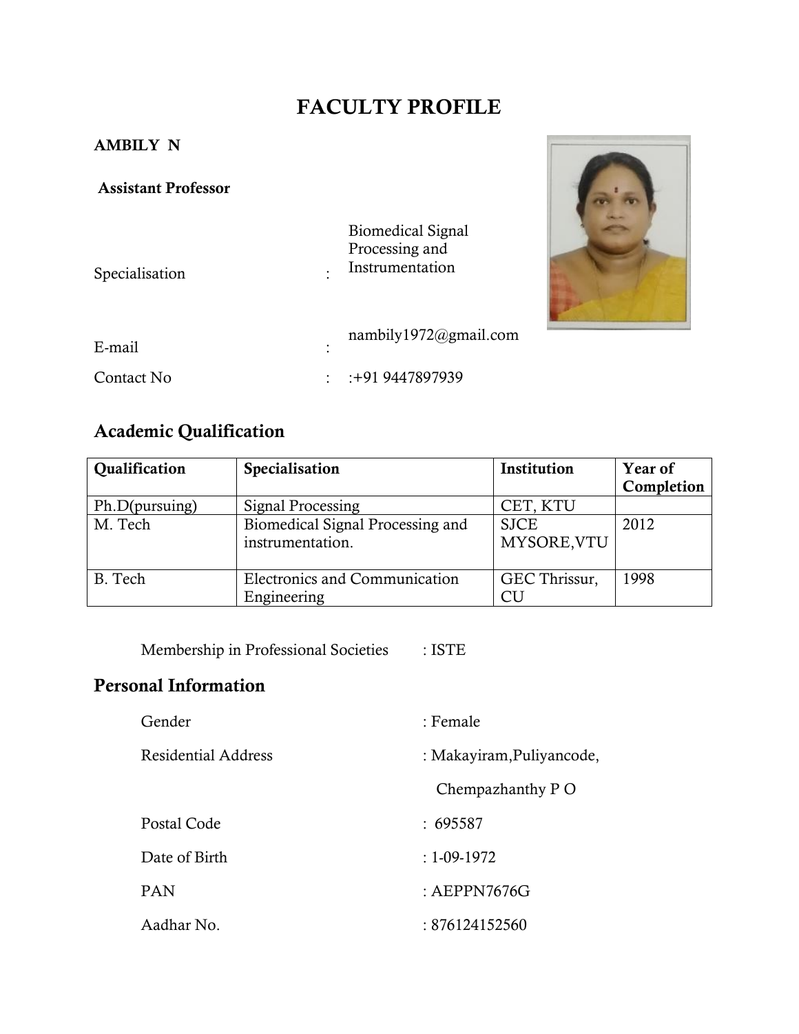# FACULTY PROFILE

**AMBILY N**

**Assistant Professor**

Specialisation : Biomedical Signal Processing and Instrumentation

E-mail : nambily1972@gmail.com

Contact No : :+91 9447897939

## Academic Qualification

| Qualification | Specialisation | Institution | Year of Completion |
|---|---|---|---|
| Ph.D(pursuing) | Signal Processing | CET, KTU | |
| M. Tech | Biomedical Signal Processing and instrumentation. | SJCE MYSORE,VTU | 2012 |
| B. Tech | Electronics and Communication Engineering | GEC Thrissur, CU | 1998 |

Membership in Professional Societies : ISTE

## Personal Information

Gender : Female

Residential Address : Makayiram,Puliyancode,
Chempazhanthy P O

Postal Code : 695587

Date of Birth : 1-09-1972

PAN : AEPPN7676G

Aadhar No. : 876124152560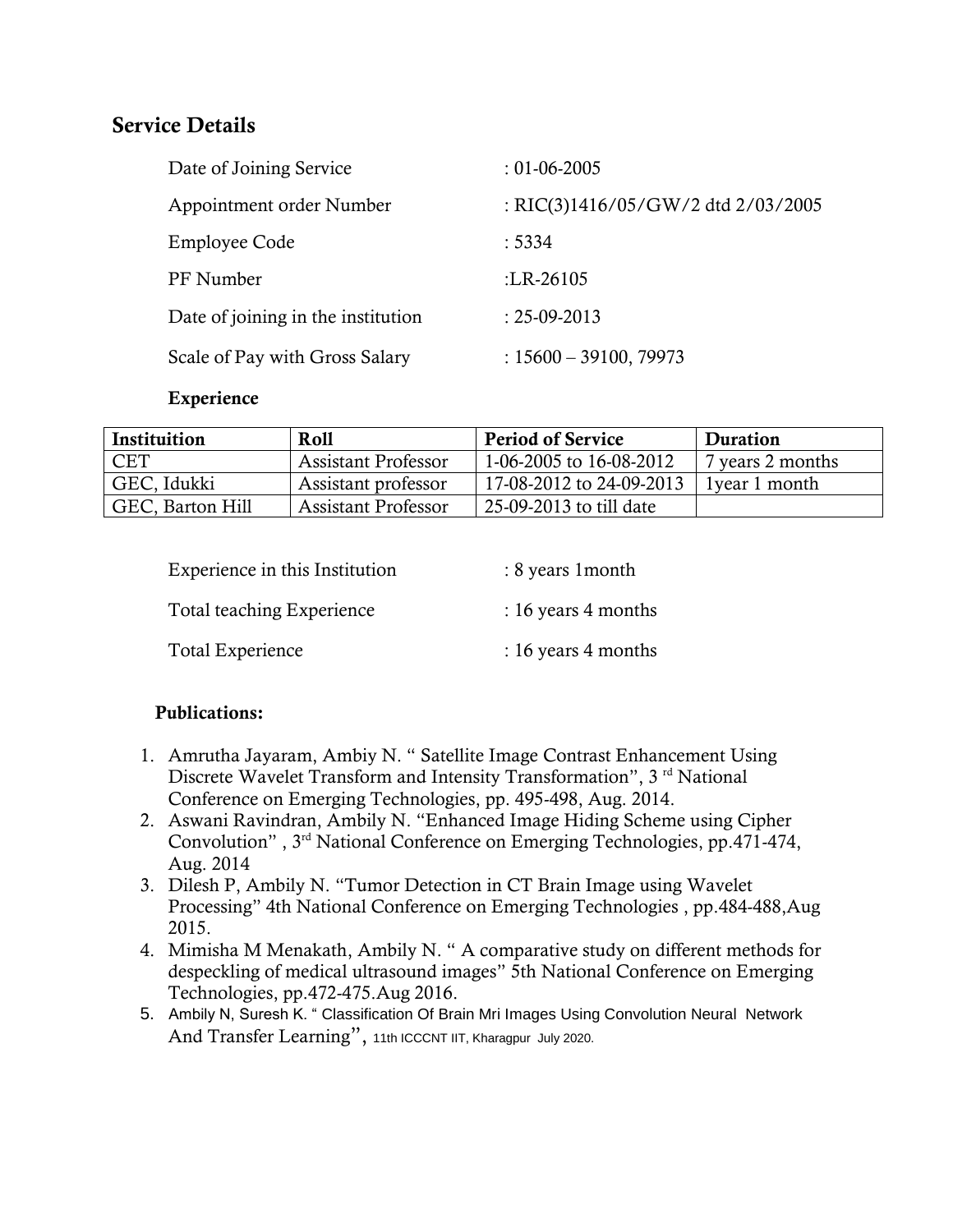## Service Details

Date of Joining Service : 01-06-2005

Appointment order Number : RIC(3)1416/05/GW/2 dtd 2/03/2005

Employee Code : 5334

PF Number :LR-26105

Date of joining in the institution : 25-09-2013

Scale of Pay with Gross Salary : 15600 – 39100, 79973

**Experience**

| Instituition | Roll | Period of Service | Duration |
|---|---|---|---|
| CET | Assistant Professor | 1-06-2005 to 16-08-2012 | 7 years 2 months |
| GEC, Idukki | Assistant professor | 17-08-2012 to 24-09-2013 | 1year 1 month |
| GEC, Barton Hill | Assistant Professor | 25-09-2013 to till date | |

Experience in this Institution : 8 years 1month

Total teaching Experience : 16 years 4 months

Total Experience : 16 years 4 months

**Publications:**

1. Amrutha Jayaram, Ambiy N. " Satellite Image Contrast Enhancement Using Discrete Wavelet Transform and Intensity Transformation", 3 rd National Conference on Emerging Technologies, pp. 495-498, Aug. 2014.
2. Aswani Ravindran, Ambily N. "Enhanced Image Hiding Scheme using Cipher Convolution" , 3rd National Conference on Emerging Technologies, pp.471-474, Aug. 2014
3. Dilesh P, Ambily N. "Tumor Detection in CT Brain Image using Wavelet Processing" 4th National Conference on Emerging Technologies , pp.484-488,Aug 2015.
4. Mimisha M Menakath, Ambily N. " A comparative study on different methods for despeckling of medical ultrasound images" 5th National Conference on Emerging Technologies, pp.472-475.Aug 2016.
5. Ambily N, Suresh K. " Classification Of Brain Mri Images Using Convolution Neural Network And Transfer Learning", 11th ICCCNT IIT, Kharagpur July 2020.